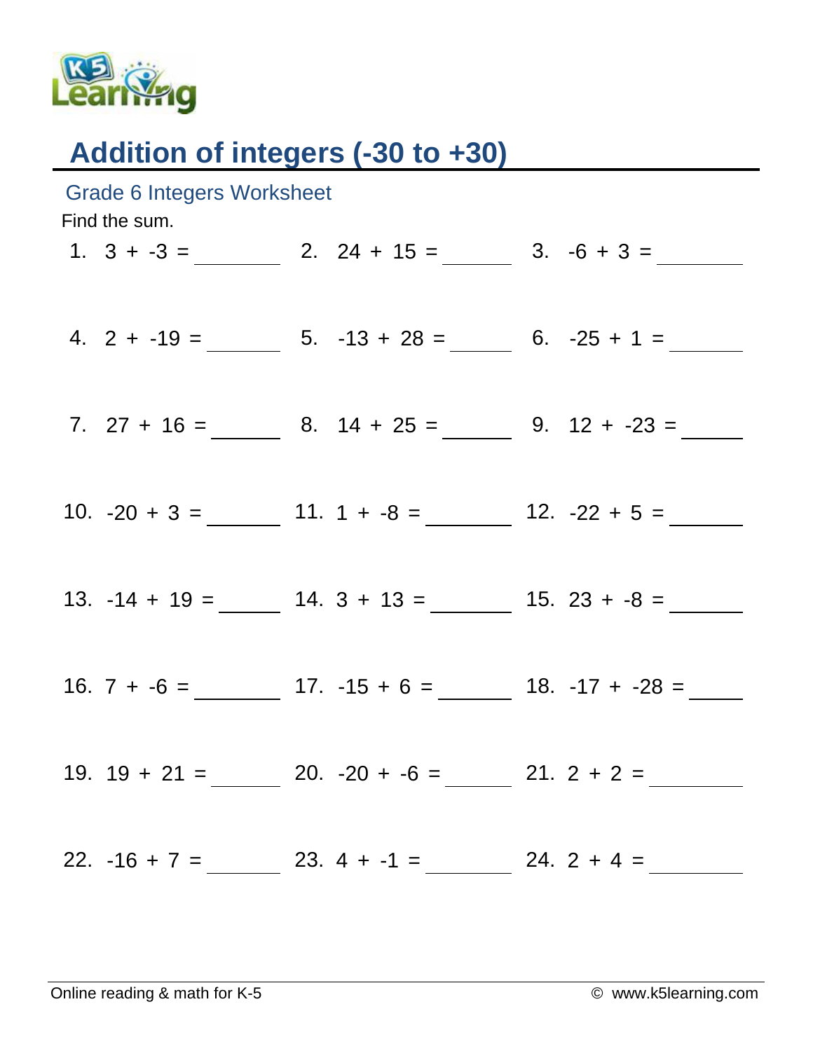# Addition of integers (-30 to +30)

## Grade 6 Integers Worksheet

Find the sum.

1. $3 + -3 =$ ______
2. $24 + 15 =$ ______
3. $-6 + 3 =$ ______
4. $2 + -19 =$ ______
5. $-13 + 28 =$ ______
6. $-25 + 1 =$ ______
7. $27 + 16 =$ ______
8. $14 + 25 =$ ______
9. $12 + -23 =$ ______
10. $-20 + 3 =$ ______
11. $1 + -8 =$ ______
12. $-22 + 5 =$ ______
13. $-14 + 19 =$ ______
14. $3 + 13 =$ ______
15. $23 + -8 =$ ______
16. $7 + -6 =$ ______
17. $-15 + 6 =$ ______
18. $-17 + -28 =$ ______
19. $19 + 21 =$ ______
20. $-20 + -6 =$ ______
21. $2 + 2 =$ ______
22. $-16 + 7 =$ ______
23. $4 + -1 =$ ______
24. $2 + 4 =$ ______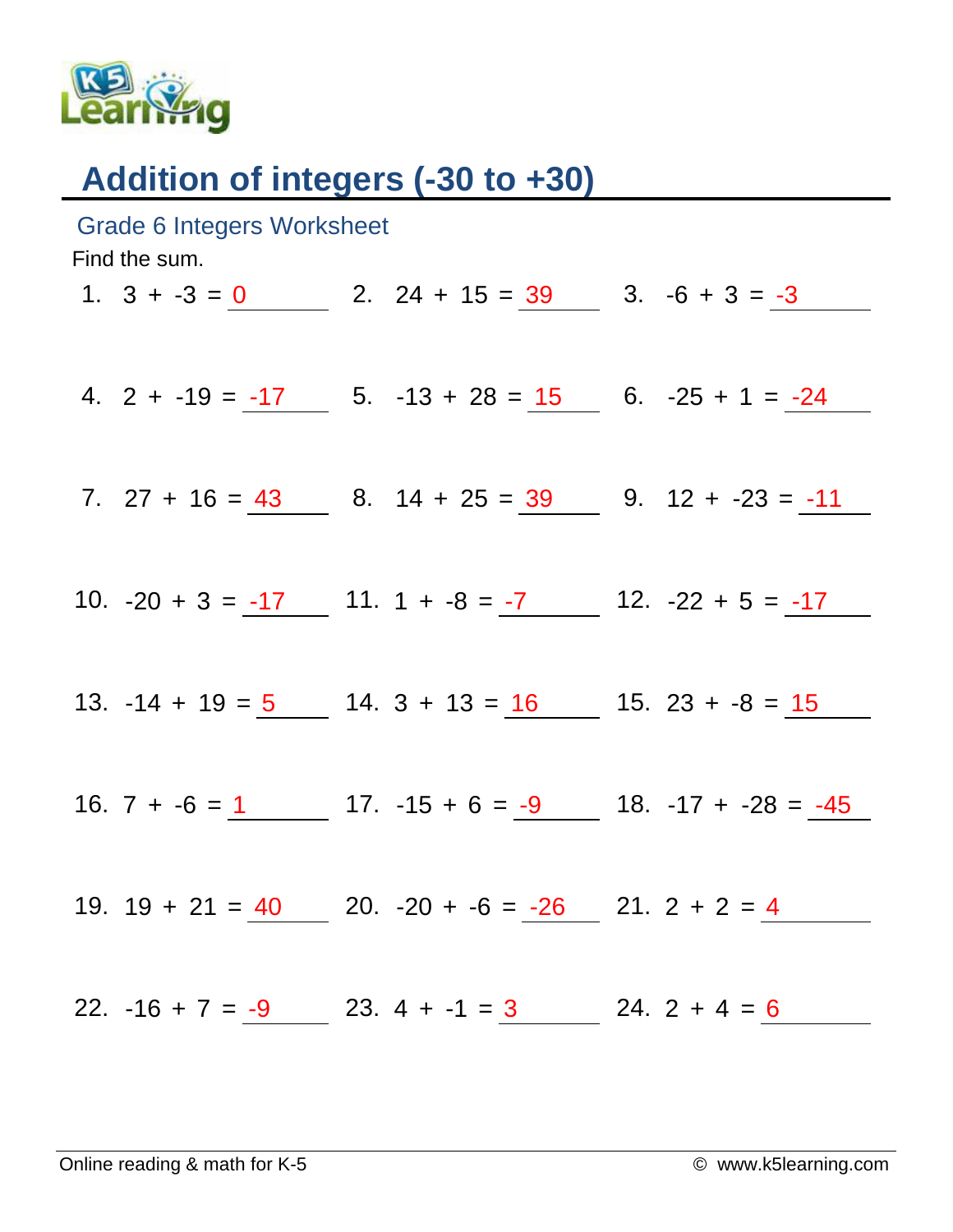# Addition of integers (-30 to +30)

## Grade 6 Integers Worksheet

Find the sum.

| | | |
|---|---|---|
| 1. $3 + -3 =$ 0 | 2. $24 + 15 =$ 39 | 3. $-6 + 3 =$ -3 |
| 4. $2 + -19 =$ -17 | 5. $-13 + 28 =$ 15 | 6. $-25 + 1 =$ -24 |
| 7. $27 + 16 =$ 43 | 8. $14 + 25 =$ 39 | 9. $12 + -23 =$ -11 |
| 10. $-20 + 3 =$ -17 | 11. $1 + -8 =$ -7 | 12. $-22 + 5 =$ -17 |
| 13. $-14 + 19 =$ 5 | 14. $3 + 13 =$ 16 | 15. $23 + -8 =$ 15 |
| 16. $7 + -6 =$ 1 | 17. $-15 + 6 =$ -9 | 18. $-17 + -28 =$ -45 |
| 19. $19 + 21 =$ 40 | 20. $-20 + -6 =$ -26 | 21. $2 + 2 =$ 4 |
| 22. $-16 + 7 =$ -9 | 23. $4 + -1 =$ 3 | 24. $2 + 4 =$ 6 |

Online reading & math for K-5 © www.k5learning.com